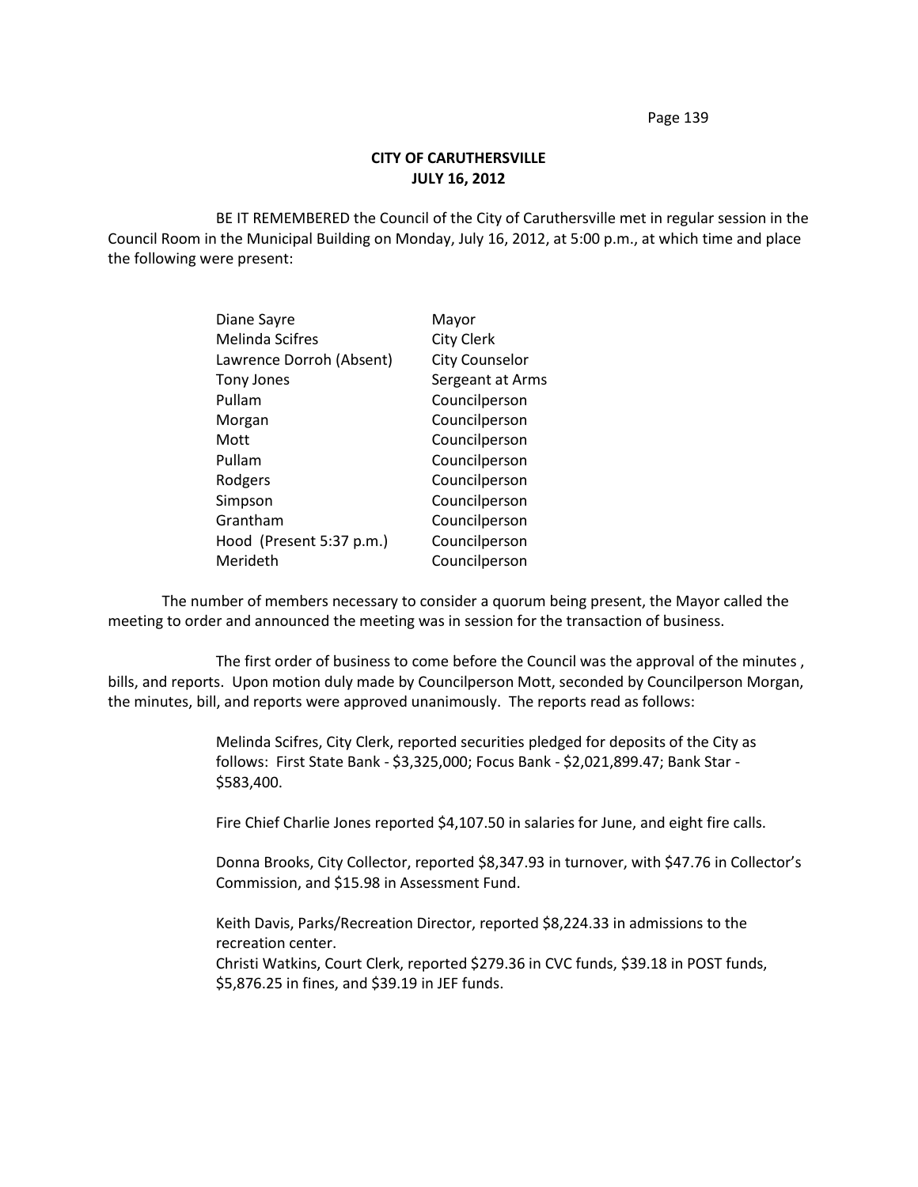**CITY OF CARUTHERSVILLE**
**JULY 16, 2012**

BE IT REMEMBERED the Council of the City of Caruthersville met in regular session in the Council Room in the Municipal Building on Monday, July 16, 2012, at 5:00 p.m., at which time and place the following were present:

| | |
|---|---|
| Diane Sayre | Mayor |
| Melinda Scifres | City Clerk |
| Lawrence Dorroh (Absent) | City Counselor |
| Tony Jones | Sergeant at Arms |
| Pullam | Councilperson |
| Morgan | Councilperson |
| Mott | Councilperson |
| Pullam | Councilperson |
| Rodgers | Councilperson |
| Simpson | Councilperson |
| Grantham | Councilperson |
| Hood (Present 5:37 p.m.) | Councilperson |
| Merideth | Councilperson |

The number of members necessary to consider a quorum being present, the Mayor called the meeting to order and announced the meeting was in session for the transaction of business.

The first order of business to come before the Council was the approval of the minutes , bills, and reports. Upon motion duly made by Councilperson Mott, seconded by Councilperson Morgan, the minutes, bill, and reports were approved unanimously. The reports read as follows:

Melinda Scifres, City Clerk, reported securities pledged for deposits of the City as follows: First State Bank - $3,325,000; Focus Bank - $2,021,899.47; Bank Star - $583,400.

Fire Chief Charlie Jones reported $4,107.50 in salaries for June, and eight fire calls.

Donna Brooks, City Collector, reported $8,347.93 in turnover, with $47.76 in Collector's Commission, and $15.98 in Assessment Fund.

Keith Davis, Parks/Recreation Director, reported $8,224.33 in admissions to the recreation center.
Christi Watkins, Court Clerk, reported $279.36 in CVC funds, $39.18 in POST funds, $5,876.25 in fines, and $39.19 in JEF funds.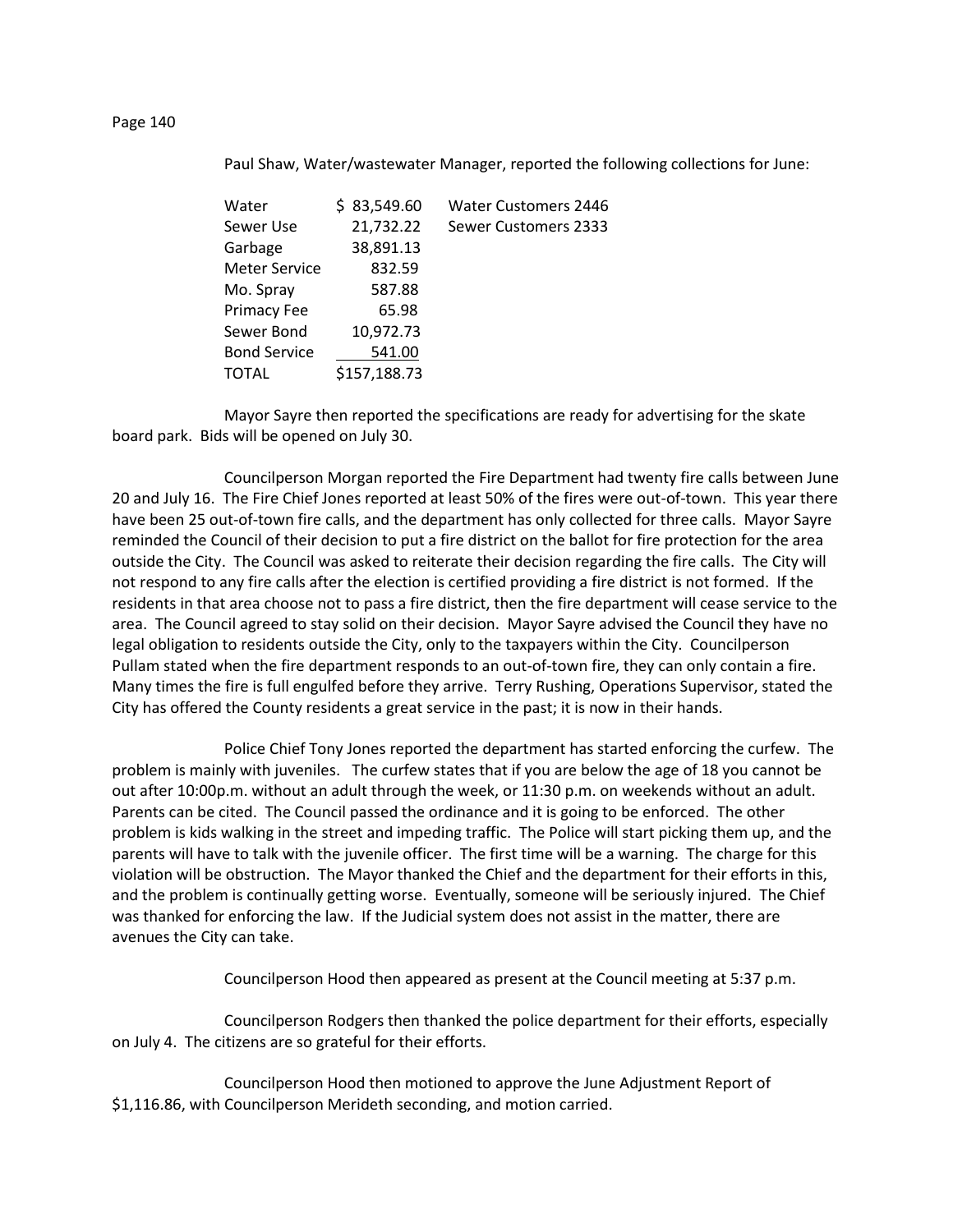Paul Shaw, Water/wastewater Manager, reported the following collections for June:

| | | |
|---|---|---|
| Water | $ 83,549.60 | Water Customers 2446 |
| Sewer Use | 21,732.22 | Sewer Customers 2333 |
| Garbage | 38,891.13 | |
| Meter Service | 832.59 | |
| Mo. Spray | 587.88 | |
| Primacy Fee | 65.98 | |
| Sewer Bond | 10,972.73 | |
| Bond Service | 541.00 | |
| TOTAL | $157,188.73 | |

Mayor Sayre then reported the specifications are ready for advertising for the skate board park. Bids will be opened on July 30.

Councilperson Morgan reported the Fire Department had twenty fire calls between June 20 and July 16. The Fire Chief Jones reported at least 50% of the fires were out-of-town. This year there have been 25 out-of-town fire calls, and the department has only collected for three calls. Mayor Sayre reminded the Council of their decision to put a fire district on the ballot for fire protection for the area outside the City. The Council was asked to reiterate their decision regarding the fire calls. The City will not respond to any fire calls after the election is certified providing a fire district is not formed. If the residents in that area choose not to pass a fire district, then the fire department will cease service to the area. The Council agreed to stay solid on their decision. Mayor Sayre advised the Council they have no legal obligation to residents outside the City, only to the taxpayers within the City. Councilperson Pullam stated when the fire department responds to an out-of-town fire, they can only contain a fire. Many times the fire is full engulfed before they arrive. Terry Rushing, Operations Supervisor, stated the City has offered the County residents a great service in the past; it is now in their hands.

Police Chief Tony Jones reported the department has started enforcing the curfew. The problem is mainly with juveniles. The curfew states that if you are below the age of 18 you cannot be out after 10:00p.m. without an adult through the week, or 11:30 p.m. on weekends without an adult. Parents can be cited. The Council passed the ordinance and it is going to be enforced. The other problem is kids walking in the street and impeding traffic. The Police will start picking them up, and the parents will have to talk with the juvenile officer. The first time will be a warning. The charge for this violation will be obstruction. The Mayor thanked the Chief and the department for their efforts in this, and the problem is continually getting worse. Eventually, someone will be seriously injured. The Chief was thanked for enforcing the law. If the Judicial system does not assist in the matter, there are avenues the City can take.

Councilperson Hood then appeared as present at the Council meeting at 5:37 p.m.

Councilperson Rodgers then thanked the police department for their efforts, especially on July 4. The citizens are so grateful for their efforts.

Councilperson Hood then motioned to approve the June Adjustment Report of $1,116.86, with Councilperson Merideth seconding, and motion carried.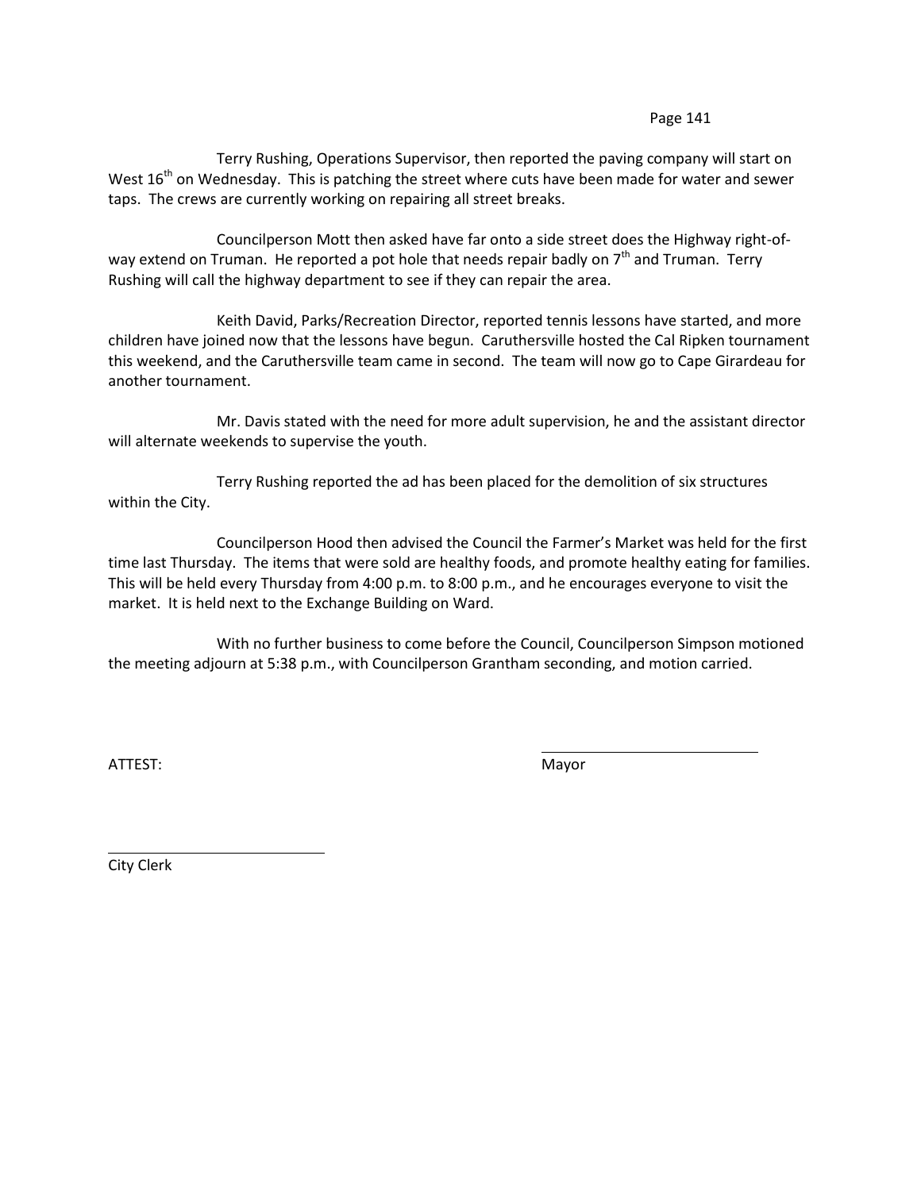Terry Rushing, Operations Supervisor, then reported the paving company will start on West 16th on Wednesday. This is patching the street where cuts have been made for water and sewer taps. The crews are currently working on repairing all street breaks.

Councilperson Mott then asked have far onto a side street does the Highway right-of-way extend on Truman. He reported a pot hole that needs repair badly on 7th and Truman. Terry Rushing will call the highway department to see if they can repair the area.

Keith David, Parks/Recreation Director, reported tennis lessons have started, and more children have joined now that the lessons have begun. Caruthersville hosted the Cal Ripken tournament this weekend, and the Caruthersville team came in second. The team will now go to Cape Girardeau for another tournament.

Mr. Davis stated with the need for more adult supervision, he and the assistant director will alternate weekends to supervise the youth.

Terry Rushing reported the ad has been placed for the demolition of six structures within the City.

Councilperson Hood then advised the Council the Farmer's Market was held for the first time last Thursday. The items that were sold are healthy foods, and promote healthy eating for families. This will be held every Thursday from 4:00 p.m. to 8:00 p.m., and he encourages everyone to visit the market. It is held next to the Exchange Building on Ward.

With no further business to come before the Council, Councilperson Simpson motioned the meeting adjourn at 5:38 p.m., with Councilperson Grantham seconding, and motion carried.

ATTEST: ____________________________ Mayor

____________________________
City Clerk